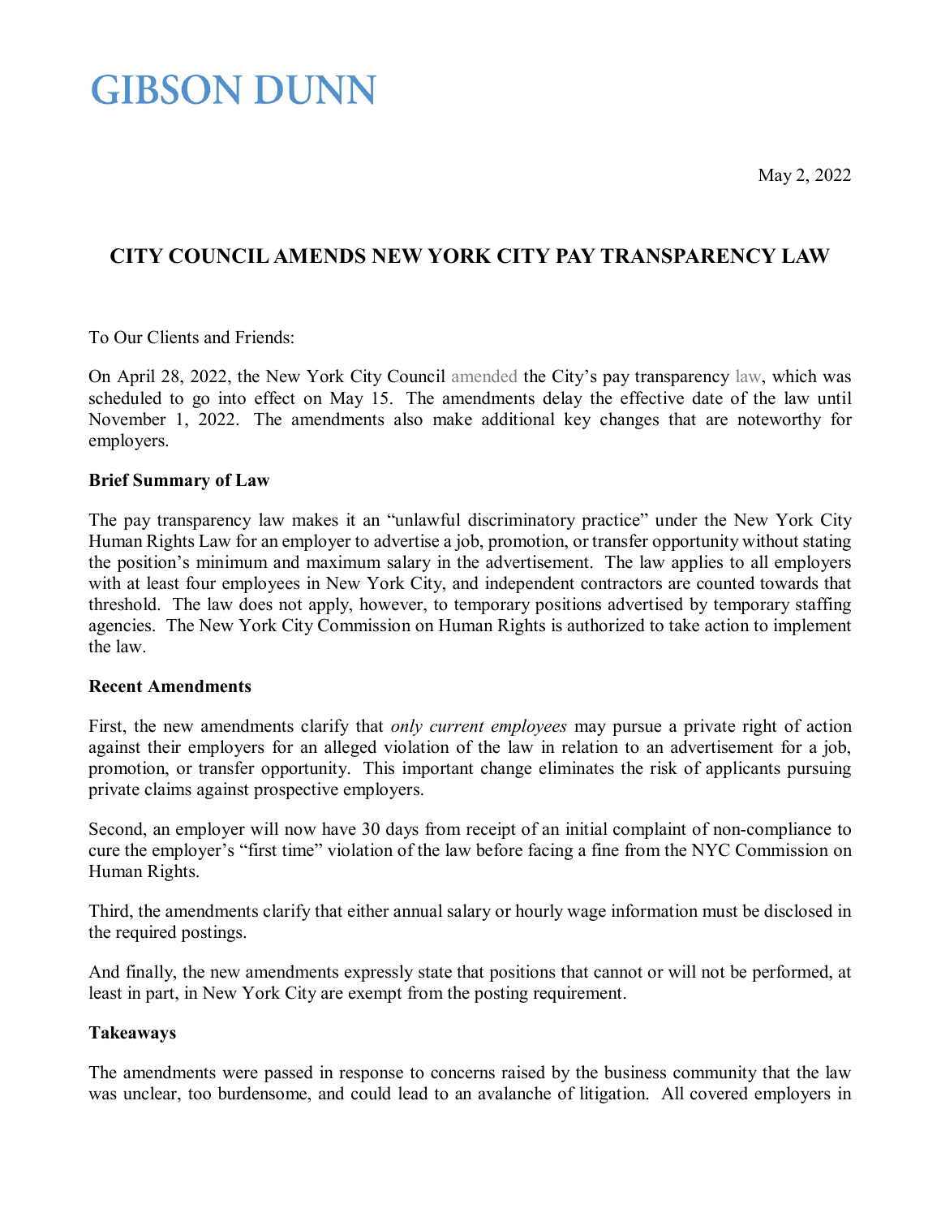# GIBSON DUNN

May 2, 2022

## CITY COUNCIL AMENDS NEW YORK CITY PAY TRANSPARENCY LAW

To Our Clients and Friends:

On April 28, 2022, the New York City Council amended the City's pay transparency law, which was scheduled to go into effect on May 15. The amendments delay the effective date of the law until November 1, 2022. The amendments also make additional key changes that are noteworthy for employers.

**Brief Summary of Law**

The pay transparency law makes it an "unlawful discriminatory practice" under the New York City Human Rights Law for an employer to advertise a job, promotion, or transfer opportunity without stating the position's minimum and maximum salary in the advertisement. The law applies to all employers with at least four employees in New York City, and independent contractors are counted towards that threshold. The law does not apply, however, to temporary positions advertised by temporary staffing agencies. The New York City Commission on Human Rights is authorized to take action to implement the law.

**Recent Amendments**

First, the new amendments clarify that *only current employees* may pursue a private right of action against their employers for an alleged violation of the law in relation to an advertisement for a job, promotion, or transfer opportunity. This important change eliminates the risk of applicants pursuing private claims against prospective employers.

Second, an employer will now have 30 days from receipt of an initial complaint of non-compliance to cure the employer's "first time" violation of the law before facing a fine from the NYC Commission on Human Rights.

Third, the amendments clarify that either annual salary or hourly wage information must be disclosed in the required postings.

And finally, the new amendments expressly state that positions that cannot or will not be performed, at least in part, in New York City are exempt from the posting requirement.

**Takeaways**

The amendments were passed in response to concerns raised by the business community that the law was unclear, too burdensome, and could lead to an avalanche of litigation. All covered employers in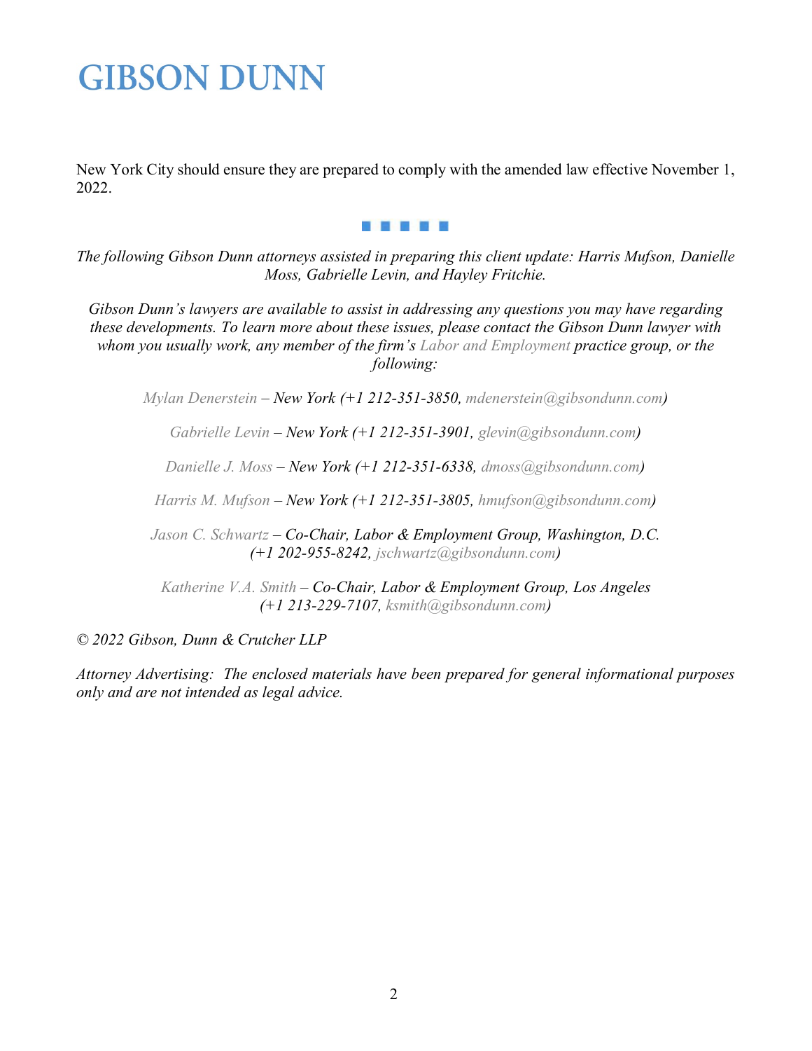New York City should ensure they are prepared to comply with the amended law effective November 1, 2022.

■ ■ ■ ■ ■

*The following Gibson Dunn attorneys assisted in preparing this client update: Harris Mufson, Danielle Moss, Gabrielle Levin, and Hayley Fritchie.*

*Gibson Dunn's lawyers are available to assist in addressing any questions you may have regarding these developments. To learn more about these issues, please contact the Gibson Dunn lawyer with whom you usually work, any member of the firm's Labor and Employment practice group, or the following:*

*Mylan Denerstein – New York (+1 212-351-3850, mdenerstein@gibsondunn.com)*

*Gabrielle Levin – New York (+1 212-351-3901, glevin@gibsondunn.com)*

*Danielle J. Moss – New York (+1 212-351-6338, dmoss@gibsondunn.com)*

*Harris M. Mufson – New York (+1 212-351-3805, hmufson@gibsondunn.com)*

*Jason C. Schwartz – Co-Chair, Labor & Employment Group, Washington, D.C. (+1 202-955-8242, jschwartz@gibsondunn.com)*

*Katherine V.A. Smith – Co-Chair, Labor & Employment Group, Los Angeles (+1 213-229-7107, ksmith@gibsondunn.com)*

*© 2022 Gibson, Dunn & Crutcher LLP*

*Attorney Advertising: The enclosed materials have been prepared for general informational purposes only and are not intended as legal advice.*